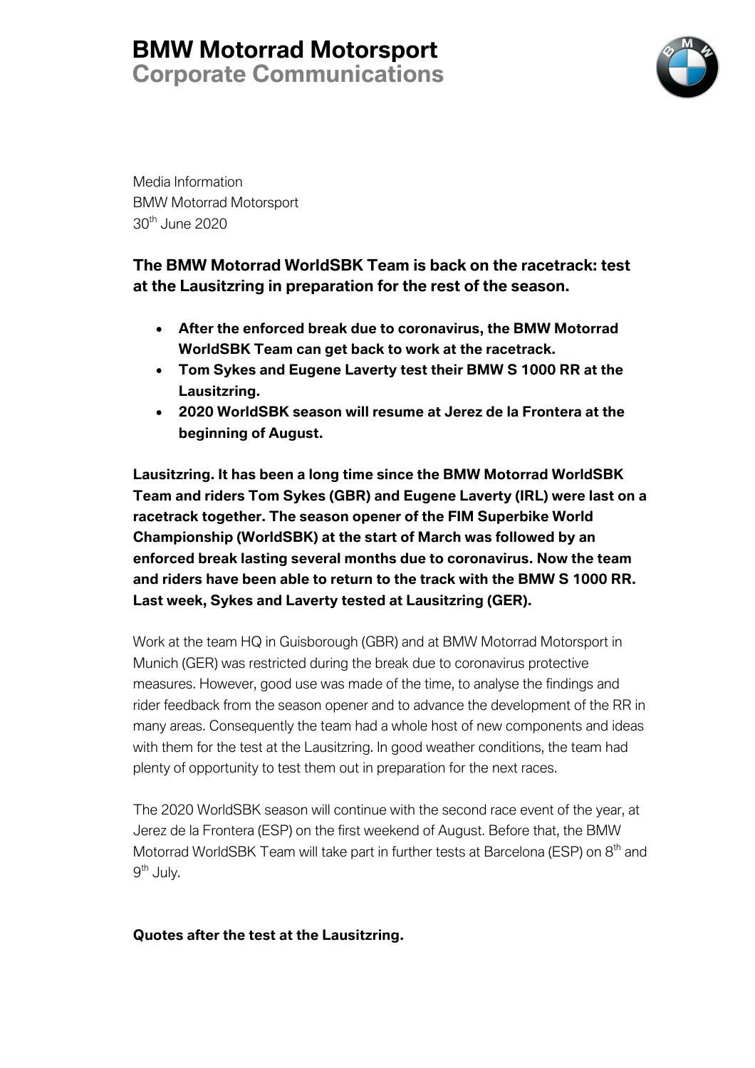# BMW Motorrad Motorsport
## Corporate Communications

Media Information
BMW Motorrad Motorsport
30th June 2020

**The BMW Motorrad WorldSBK Team is back on the racetrack: test at the Lausitzring in preparation for the rest of the season.**

- **After the enforced break due to coronavirus, the BMW Motorrad WorldSBK Team can get back to work at the racetrack.**
- **Tom Sykes and Eugene Laverty test their BMW S 1000 RR at the Lausitzring.**
- **2020 WorldSBK season will resume at Jerez de la Frontera at the beginning of August.**

**Lausitzring. It has been a long time since the BMW Motorrad WorldSBK Team and riders Tom Sykes (GBR) and Eugene Laverty (IRL) were last on a racetrack together. The season opener of the FIM Superbike World Championship (WorldSBK) at the start of March was followed by an enforced break lasting several months due to coronavirus. Now the team and riders have been able to return to the track with the BMW S 1000 RR. Last week, Sykes and Laverty tested at Lausitzring (GER).**

Work at the team HQ in Guisborough (GBR) and at BMW Motorrad Motorsport in Munich (GER) was restricted during the break due to coronavirus protective measures. However, good use was made of the time, to analyse the findings and rider feedback from the season opener and to advance the development of the RR in many areas. Consequently the team had a whole host of new components and ideas with them for the test at the Lausitzring. In good weather conditions, the team had plenty of opportunity to test them out in preparation for the next races.

The 2020 WorldSBK season will continue with the second race event of the year, at Jerez de la Frontera (ESP) on the first weekend of August. Before that, the BMW Motorrad WorldSBK Team will take part in further tests at Barcelona (ESP) on 8th and 9th July.

**Quotes after the test at the Lausitzring.**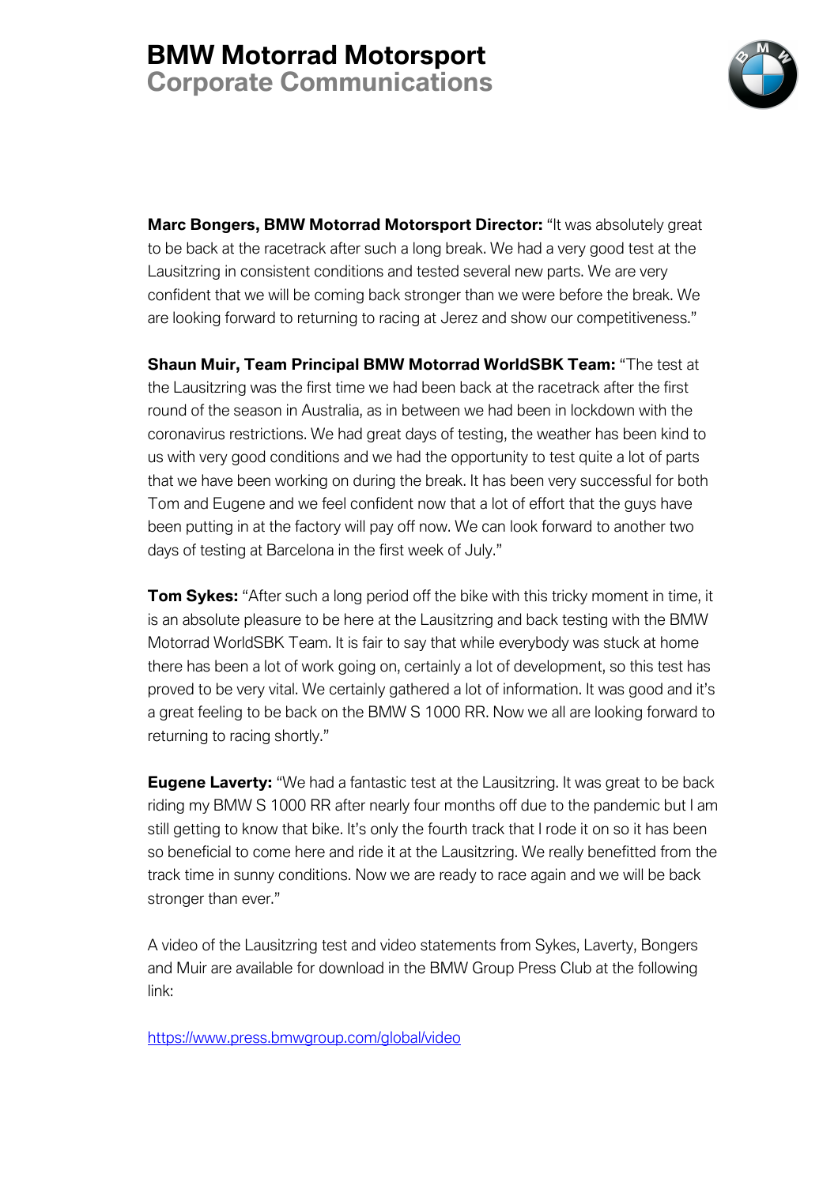**Marc Bongers, BMW Motorrad Motorsport Director:** "It was absolutely great to be back at the racetrack after such a long break. We had a very good test at the Lausitzring in consistent conditions and tested several new parts. We are very confident that we will be coming back stronger than we were before the break. We are looking forward to returning to racing at Jerez and show our competitiveness."

**Shaun Muir, Team Principal BMW Motorrad WorldSBK Team:** "The test at the Lausitzring was the first time we had been back at the racetrack after the first round of the season in Australia, as in between we had been in lockdown with the coronavirus restrictions. We had great days of testing, the weather has been kind to us with very good conditions and we had the opportunity to test quite a lot of parts that we have been working on during the break. It has been very successful for both Tom and Eugene and we feel confident now that a lot of effort that the guys have been putting in at the factory will pay off now. We can look forward to another two days of testing at Barcelona in the first week of July."

**Tom Sykes:** "After such a long period off the bike with this tricky moment in time, it is an absolute pleasure to be here at the Lausitzring and back testing with the BMW Motorrad WorldSBK Team. It is fair to say that while everybody was stuck at home there has been a lot of work going on, certainly a lot of development, so this test has proved to be very vital. We certainly gathered a lot of information. It was good and it's a great feeling to be back on the BMW S 1000 RR. Now we all are looking forward to returning to racing shortly."

**Eugene Laverty:** "We had a fantastic test at the Lausitzring. It was great to be back riding my BMW S 1000 RR after nearly four months off due to the pandemic but I am still getting to know that bike. It's only the fourth track that I rode it on so it has been so beneficial to come here and ride it at the Lausitzring. We really benefitted from the track time in sunny conditions. Now we are ready to race again and we will be back stronger than ever."

A video of the Lausitzring test and video statements from Sykes, Laverty, Bongers and Muir are available for download in the BMW Group Press Club at the following link:

https://www.press.bmwgroup.com/global/video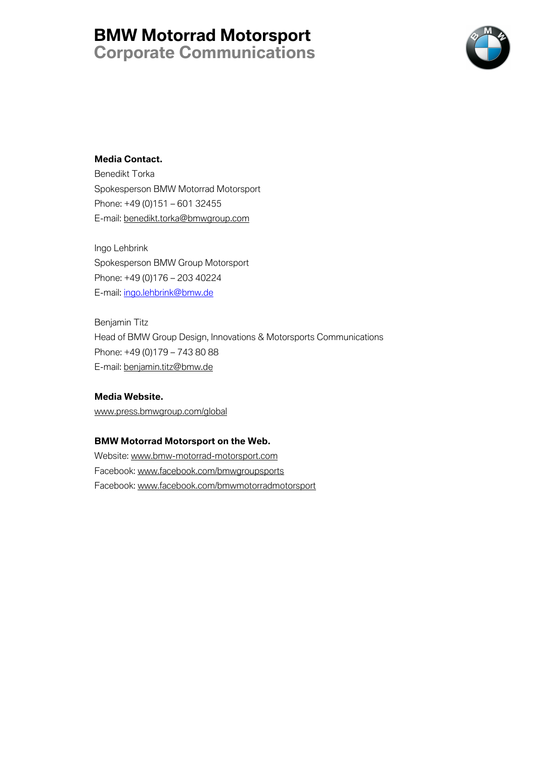**Media Contact.**

Benedikt Torka
Spokesperson BMW Motorrad Motorsport
Phone: +49 (0)151 – 601 32455
E-mail: benedikt.torka@bmwgroup.com

Ingo Lehbrink
Spokesperson BMW Group Motorsport
Phone: +49 (0)176 – 203 40224
E-mail: ingo.lehbrink@bmw.de

Benjamin Titz
Head of BMW Group Design, Innovations & Motorsports Communications
Phone: +49 (0)179 – 743 80 88
E-mail: benjamin.titz@bmw.de

**Media Website.**

www.press.bmwgroup.com/global

**BMW Motorrad Motorsport on the Web.**

Website: www.bmw-motorrad-motorsport.com
Facebook: www.facebook.com/bmwgroupsports
Facebook: www.facebook.com/bmwmotorradmotorsport